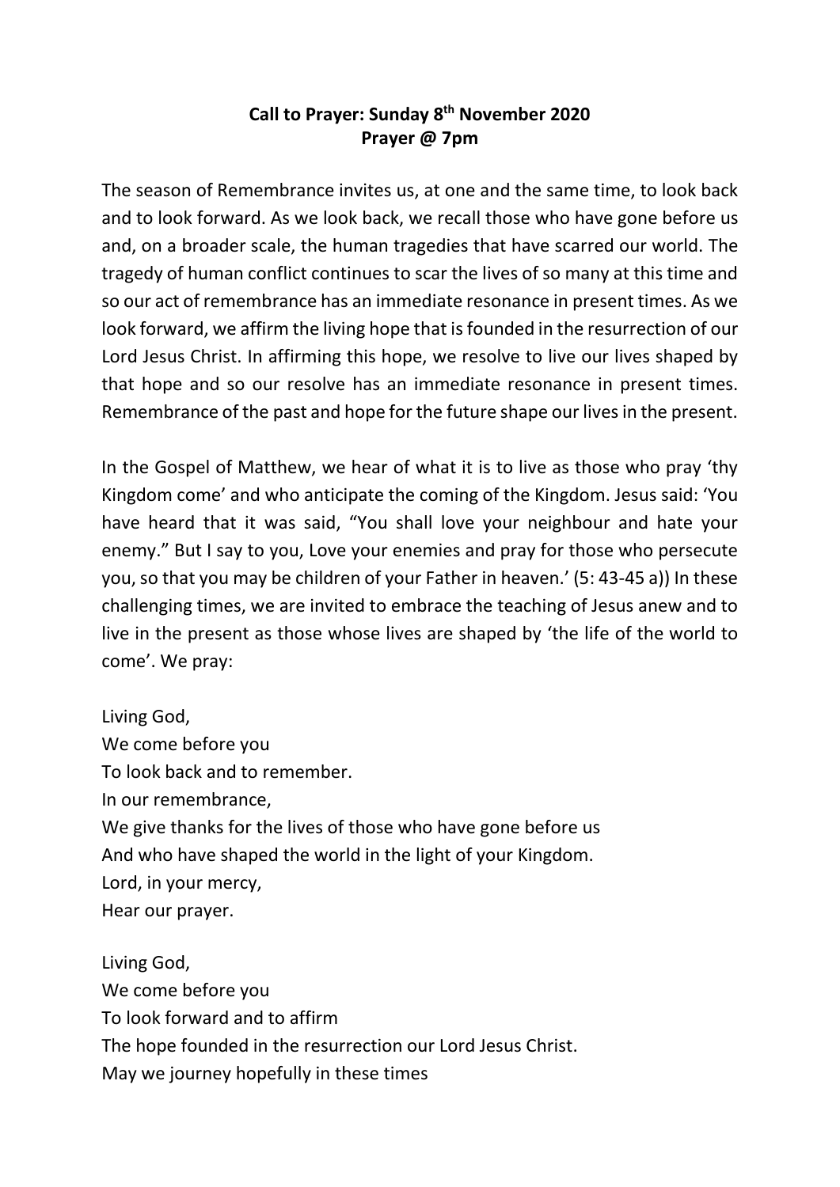**Call to Prayer: Sunday 8th November 2020**
**Prayer @ 7pm**

The season of Remembrance invites us, at one and the same time, to look back and to look forward. As we look back, we recall those who have gone before us and, on a broader scale, the human tragedies that have scarred our world. The tragedy of human conflict continues to scar the lives of so many at this time and so our act of remembrance has an immediate resonance in present times. As we look forward, we affirm the living hope that is founded in the resurrection of our Lord Jesus Christ. In affirming this hope, we resolve to live our lives shaped by that hope and so our resolve has an immediate resonance in present times. Remembrance of the past and hope for the future shape our lives in the present.

In the Gospel of Matthew, we hear of what it is to live as those who pray 'thy Kingdom come' and who anticipate the coming of the Kingdom. Jesus said: 'You have heard that it was said, "You shall love your neighbour and hate your enemy." But I say to you, Love your enemies and pray for those who persecute you, so that you may be children of your Father in heaven.' (5: 43-45 a)) In these challenging times, we are invited to embrace the teaching of Jesus anew and to live in the present as those whose lives are shaped by 'the life of the world to come'. We pray:

Living God,
We come before you
To look back and to remember.
In our remembrance,
We give thanks for the lives of those who have gone before us
And who have shaped the world in the light of your Kingdom.
Lord, in your mercy,
Hear our prayer.

Living God,
We come before you
To look forward and to affirm
The hope founded in the resurrection our Lord Jesus Christ.
May we journey hopefully in these times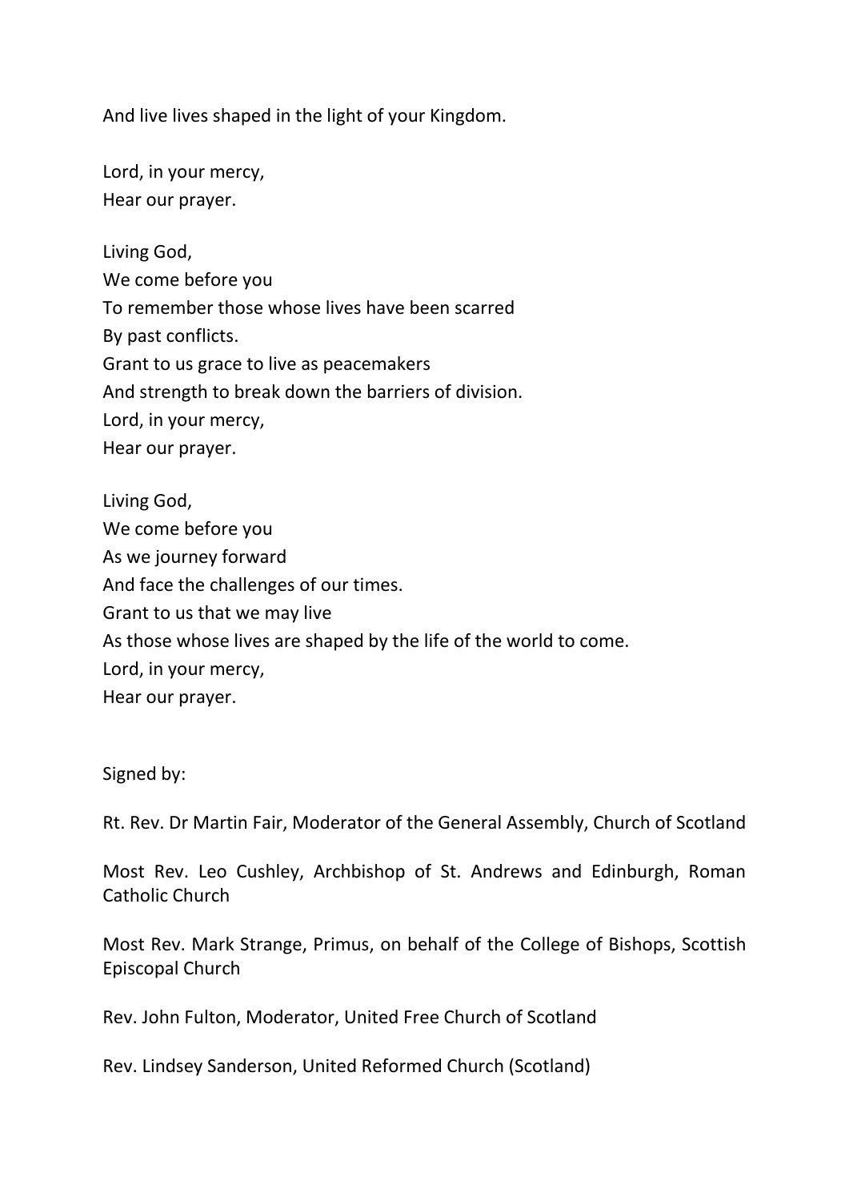And live lives shaped in the light of your Kingdom.

Lord, in your mercy,
Hear our prayer.

Living God,
We come before you
To remember those whose lives have been scarred
By past conflicts.
Grant to us grace to live as peacemakers
And strength to break down the barriers of division.
Lord, in your mercy,
Hear our prayer.

Living God,
We come before you
As we journey forward
And face the challenges of our times.
Grant to us that we may live
As those whose lives are shaped by the life of the world to come.
Lord, in your mercy,
Hear our prayer.

Signed by:

Rt. Rev. Dr Martin Fair, Moderator of the General Assembly, Church of Scotland

Most Rev. Leo Cushley, Archbishop of St. Andrews and Edinburgh, Roman Catholic Church

Most Rev. Mark Strange, Primus, on behalf of the College of Bishops, Scottish Episcopal Church

Rev. John Fulton, Moderator, United Free Church of Scotland

Rev. Lindsey Sanderson, United Reformed Church (Scotland)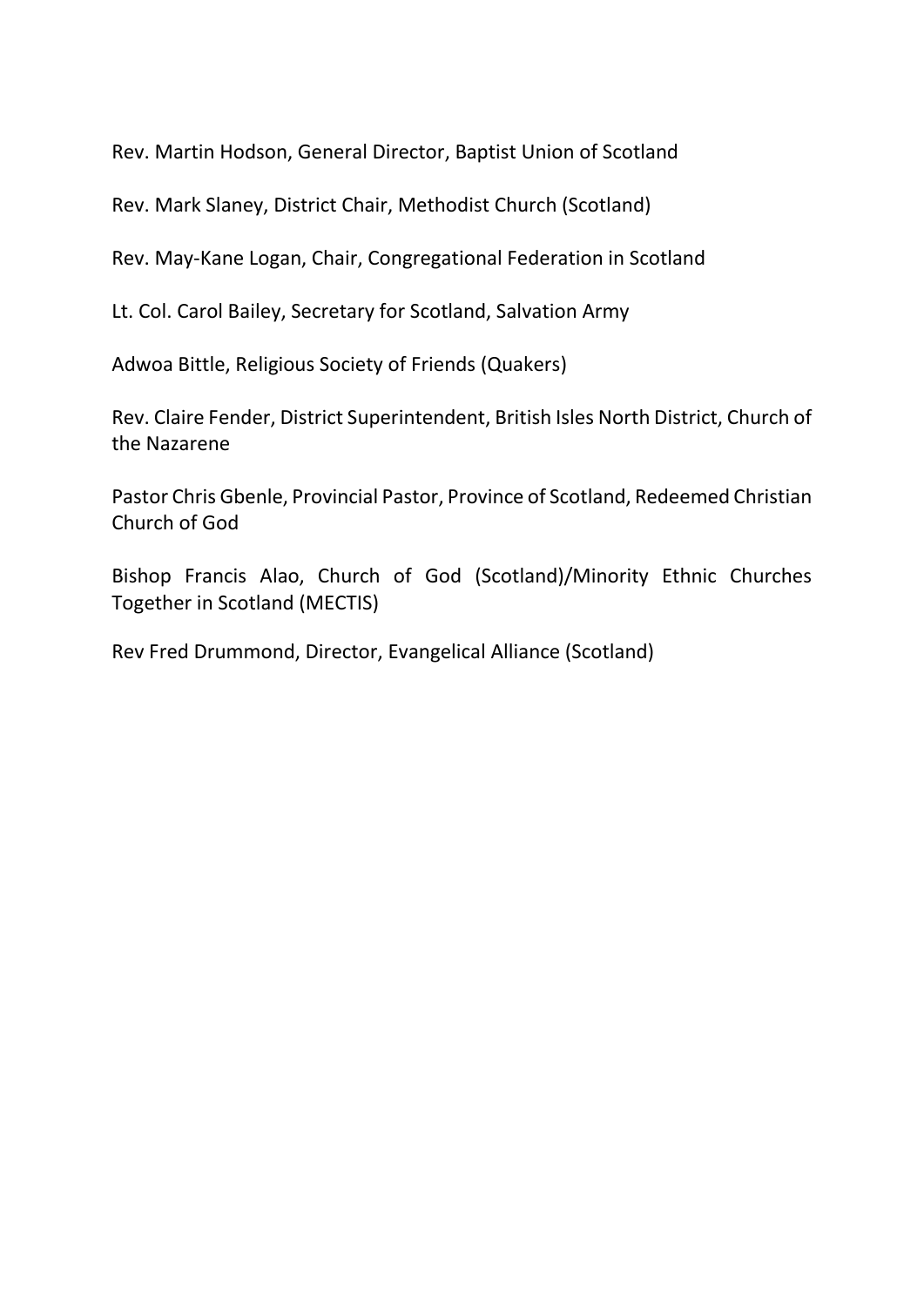Rev. Martin Hodson, General Director, Baptist Union of Scotland

Rev. Mark Slaney, District Chair, Methodist Church (Scotland)

Rev. May-Kane Logan, Chair, Congregational Federation in Scotland

Lt. Col. Carol Bailey, Secretary for Scotland, Salvation Army

Adwoa Bittle, Religious Society of Friends (Quakers)

Rev. Claire Fender, District Superintendent, British Isles North District, Church of the Nazarene

Pastor Chris Gbenle, Provincial Pastor, Province of Scotland, Redeemed Christian Church of God

Bishop Francis Alao, Church of God (Scotland)/Minority Ethnic Churches Together in Scotland (MECTIS)

Rev Fred Drummond, Director, Evangelical Alliance (Scotland)